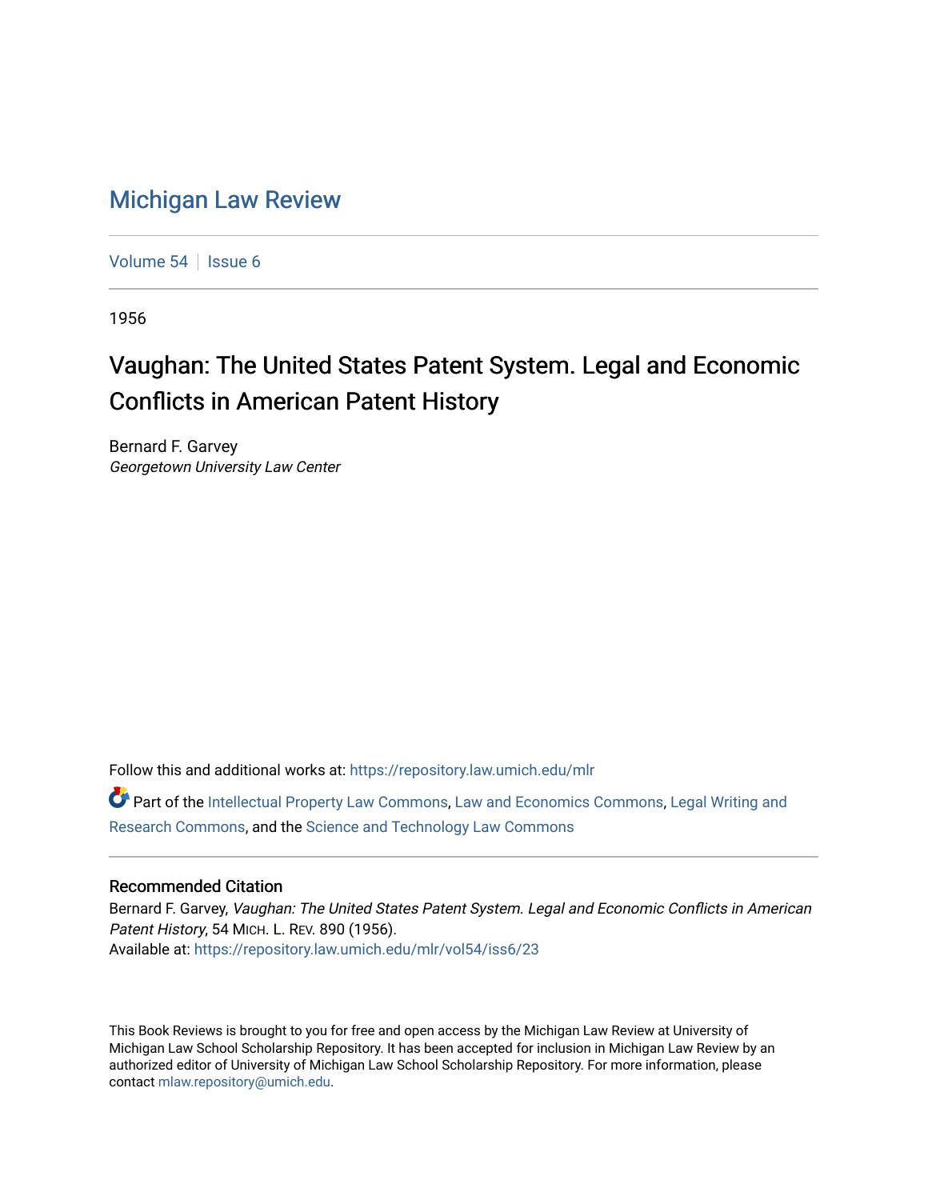# Michigan Law Review

Volume 54 | Issue 6

1956

## Vaughan: The United States Patent System. Legal and Economic Conflicts in American Patent History

Bernard F. Garvey
*Georgetown University Law Center*

Follow this and additional works at: https://repository.law.umich.edu/mlr

Part of the Intellectual Property Law Commons, Law and Economics Commons, Legal Writing and Research Commons, and the Science and Technology Law Commons

### Recommended Citation

Bernard F. Garvey, *Vaughan: The United States Patent System. Legal and Economic Conflicts in American Patent History*, 54 MICH. L. REV. 890 (1956).
Available at: https://repository.law.umich.edu/mlr/vol54/iss6/23

This Book Reviews is brought to you for free and open access by the Michigan Law Review at University of Michigan Law School Scholarship Repository. It has been accepted for inclusion in Michigan Law Review by an authorized editor of University of Michigan Law School Scholarship Repository. For more information, please contact mlaw.repository@umich.edu.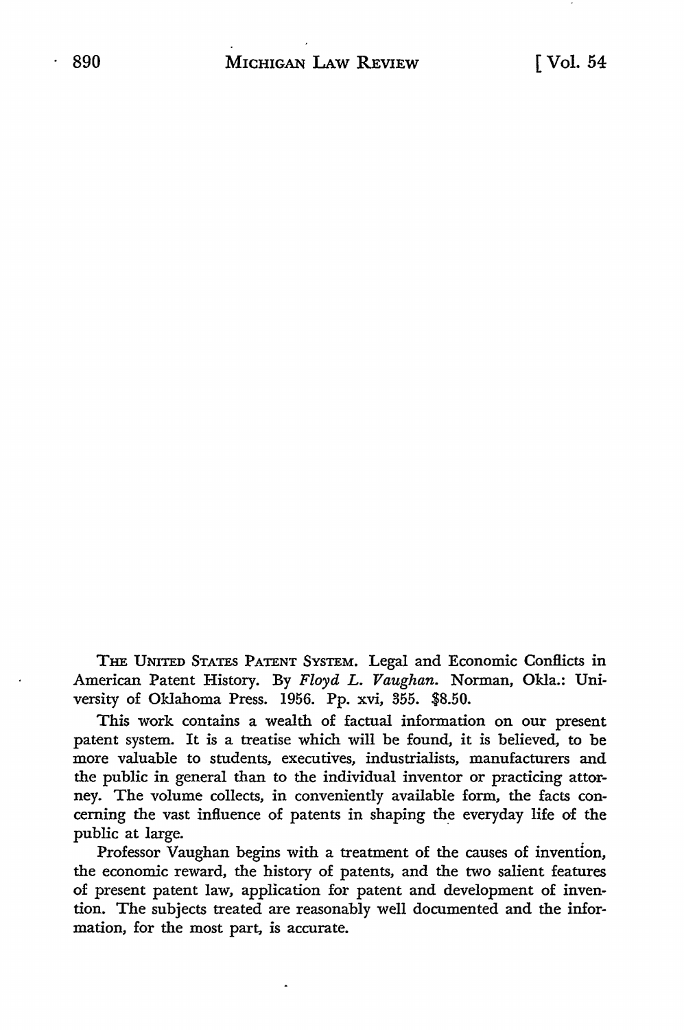THE UNITED STATES PATENT SYSTEM. Legal and Economic Conflicts in American Patent History. By *Floyd L. Vaughan.* Norman, Okla.: University of Oklahoma Press. 1956. Pp. xvi, 355. $8.50.

This work contains a wealth of factual information on our present patent system. It is a treatise which will be found, it is believed, to be more valuable to students, executives, industrialists, manufacturers and the public in general than to the individual inventor or practicing attorney. The volume collects, in conveniently available form, the facts concerning the vast influence of patents in shaping the everyday life of the public at large.

Professor Vaughan begins with a treatment of the causes of invention, the economic reward, the history of patents, and the two salient features of present patent law, application for patent and development of invention. The subjects treated are reasonably well documented and the information, for the most part, is accurate.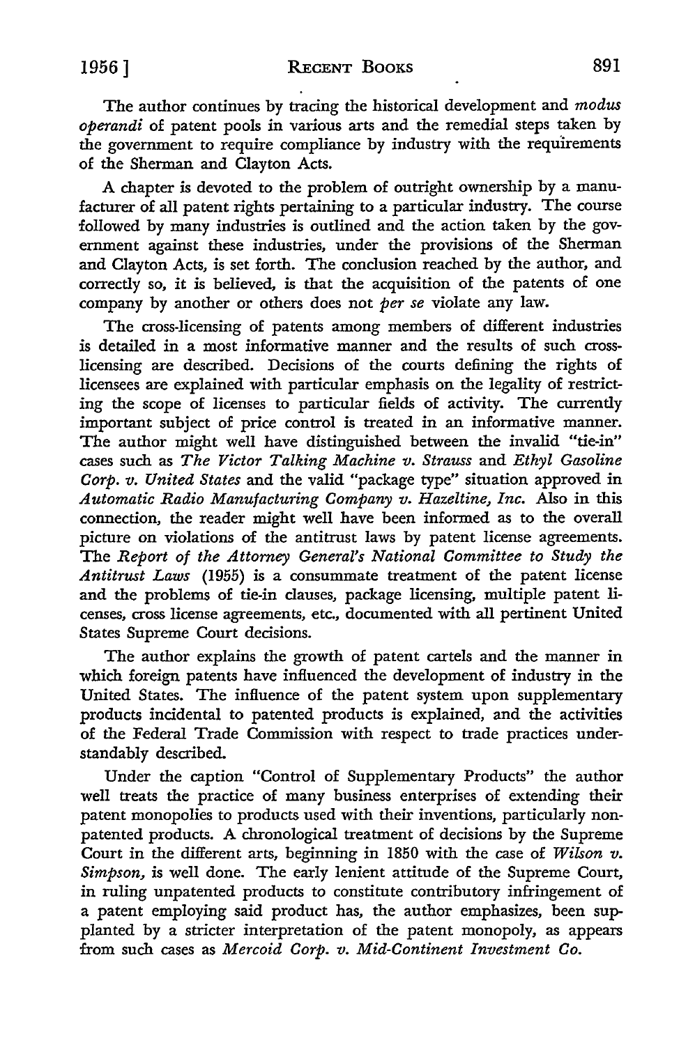The author continues by tracing the historical development and *modus operandi* of patent pools in various arts and the remedial steps taken by the government to require compliance by industry with the requirements of the Sherman and Clayton Acts.

A chapter is devoted to the problem of outright ownership by a manufacturer of all patent rights pertaining to a particular industry. The course followed by many industries is outlined and the action taken by the government against these industries, under the provisions of the Sherman and Clayton Acts, is set forth. The conclusion reached by the author, and correctly so, it is believed, is that the acquisition of the patents of one company by another or others does not *per se* violate any law.

The cross-licensing of patents among members of different industries is detailed in a most informative manner and the results of such cross-licensing are described. Decisions of the courts defining the rights of licensees are explained with particular emphasis on the legality of restricting the scope of licenses to particular fields of activity. The currently important subject of price control is treated in an informative manner. The author might well have distinguished between the invalid "tie-in" cases such as *The Victor Talking Machine v. Strauss* and *Ethyl Gasoline Corp. v. United States* and the valid "package type" situation approved in *Automatic Radio Manufacturing Company v. Hazeltine, Inc.* Also in this connection, the reader might well have been informed as to the overall picture on violations of the antitrust laws by patent license agreements. The *Report of the Attorney General's National Committee to Study the Antitrust Laws* (1955) is a consummate treatment of the patent license and the problems of tie-in clauses, package licensing, multiple patent licenses, cross license agreements, etc., documented with all pertinent United States Supreme Court decisions.

The author explains the growth of patent cartels and the manner in which foreign patents have influenced the development of industry in the United States. The influence of the patent system upon supplementary products incidental to patented products is explained, and the activities of the Federal Trade Commission with respect to trade practices understandably described.

Under the caption "Control of Supplementary Products" the author well treats the practice of many business enterprises of extending their patent monopolies to products used with their inventions, particularly non-patented products. A chronological treatment of decisions by the Supreme Court in the different arts, beginning in 1850 with the case of *Wilson v. Simpson,* is well done. The early lenient attitude of the Supreme Court, in ruling unpatented products to constitute contributory infringement of a patent employing said product has, the author emphasizes, been supplanted by a stricter interpretation of the patent monopoly, as appears from such cases as *Mercoid Corp. v. Mid-Continent Investment Co.*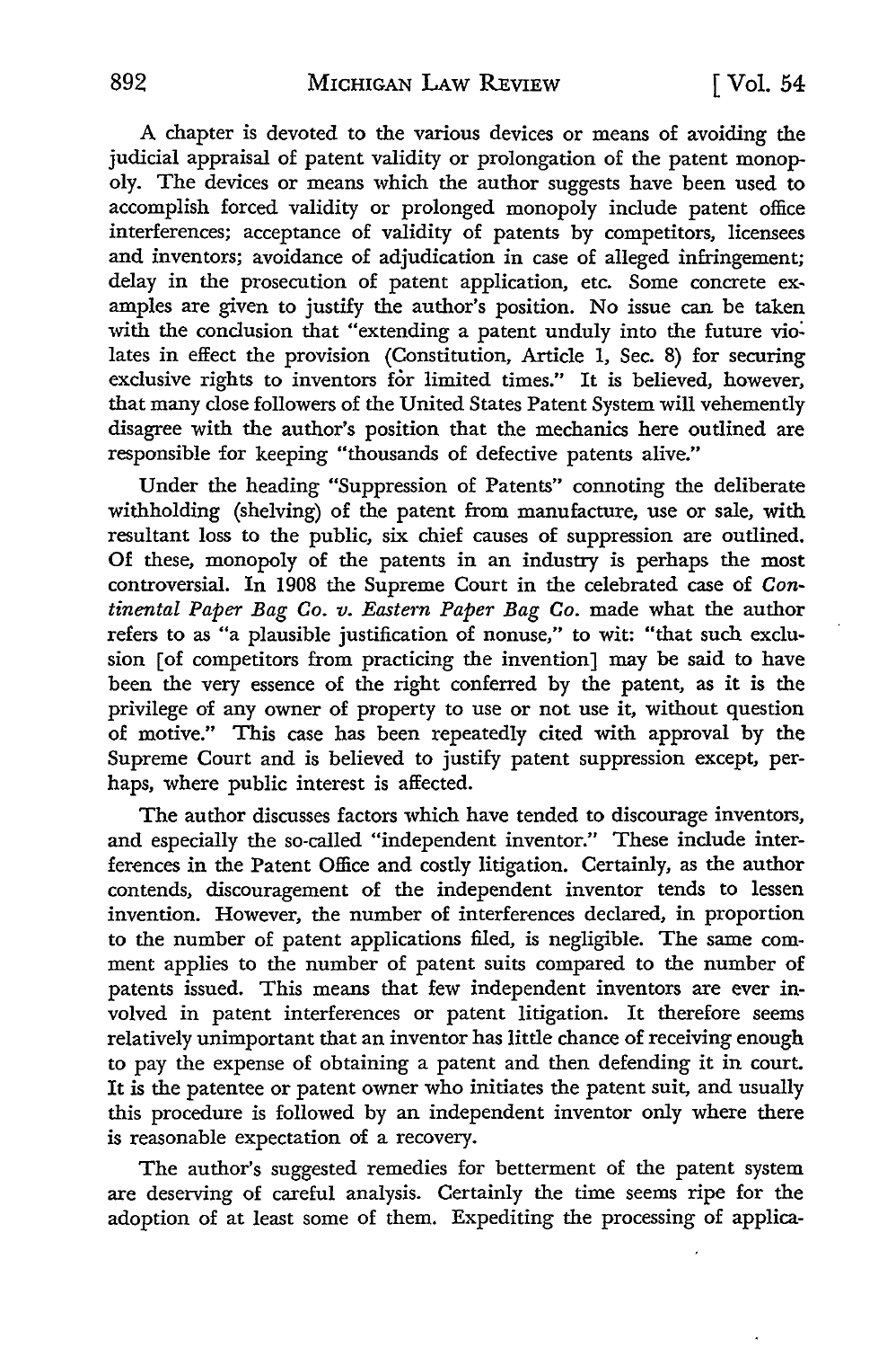A chapter is devoted to the various devices or means of avoiding the judicial appraisal of patent validity or prolongation of the patent monopoly. The devices or means which the author suggests have been used to accomplish forced validity or prolonged monopoly include patent office interferences; acceptance of validity of patents by competitors, licensees and inventors; avoidance of adjudication in case of alleged infringement; delay in the prosecution of patent application, etc. Some concrete examples are given to justify the author's position. No issue can be taken with the conclusion that "extending a patent unduly into the future violates in effect the provision (Constitution, Article 1, Sec. 8) for securing exclusive rights to inventors for limited times." It is believed, however, that many close followers of the United States Patent System will vehemently disagree with the author's position that the mechanics here outlined are responsible for keeping "thousands of defective patents alive."

Under the heading "Suppression of Patents" connoting the deliberate withholding (shelving) of the patent from manufacture, use or sale, with resultant loss to the public, six chief causes of suppression are outlined. Of these, monopoly of the patents in an industry is perhaps the most controversial. In 1908 the Supreme Court in the celebrated case of *Continental Paper Bag Co. v. Eastern Paper Bag Co.* made what the author refers to as "a plausible justification of nonuse," to wit: "that such exclusion [of competitors from practicing the invention] may be said to have been the very essence of the right conferred by the patent, as it is the privilege of any owner of property to use or not use it, without question of motive." This case has been repeatedly cited with approval by the Supreme Court and is believed to justify patent suppression except, perhaps, where public interest is affected.

The author discusses factors which have tended to discourage inventors, and especially the so-called "independent inventor." These include interferences in the Patent Office and costly litigation. Certainly, as the author contends, discouragement of the independent inventor tends to lessen invention. However, the number of interferences declared, in proportion to the number of patent applications filed, is negligible. The same comment applies to the number of patent suits compared to the number of patents issued. This means that few independent inventors are ever involved in patent interferences or patent litigation. It therefore seems relatively unimportant that an inventor has little chance of receiving enough to pay the expense of obtaining a patent and then defending it in court. It is the patentee or patent owner who initiates the patent suit, and usually this procedure is followed by an independent inventor only where there is reasonable expectation of a recovery.

The author's suggested remedies for betterment of the patent system are deserving of careful analysis. Certainly the time seems ripe for the adoption of at least some of them. Expediting the processing of applica-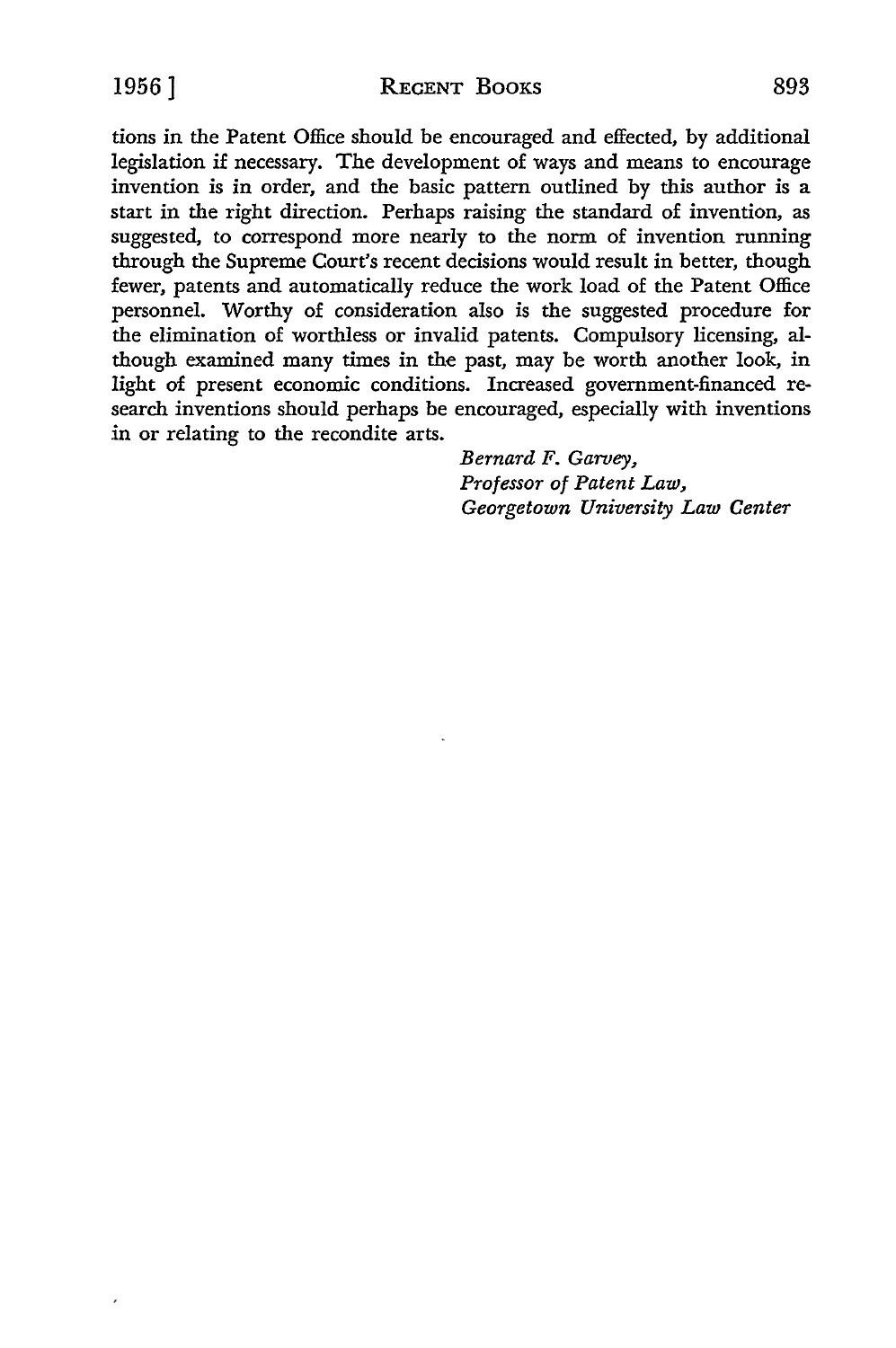tions in the Patent Office should be encouraged and effected, by additional legislation if necessary. The development of ways and means to encourage invention is in order, and the basic pattern outlined by this author is a start in the right direction. Perhaps raising the standard of invention, as suggested, to correspond more nearly to the norm of invention running through the Supreme Court's recent decisions would result in better, though fewer, patents and automatically reduce the work load of the Patent Office personnel. Worthy of consideration also is the suggested procedure for the elimination of worthless or invalid patents. Compulsory licensing, although examined many times in the past, may be worth another look, in light of present economic conditions. Increased government-financed research inventions should perhaps be encouraged, especially with inventions in or relating to the recondite arts.

*Bernard F. Garvey,*
*Professor of Patent Law,*
*Georgetown University Law Center*